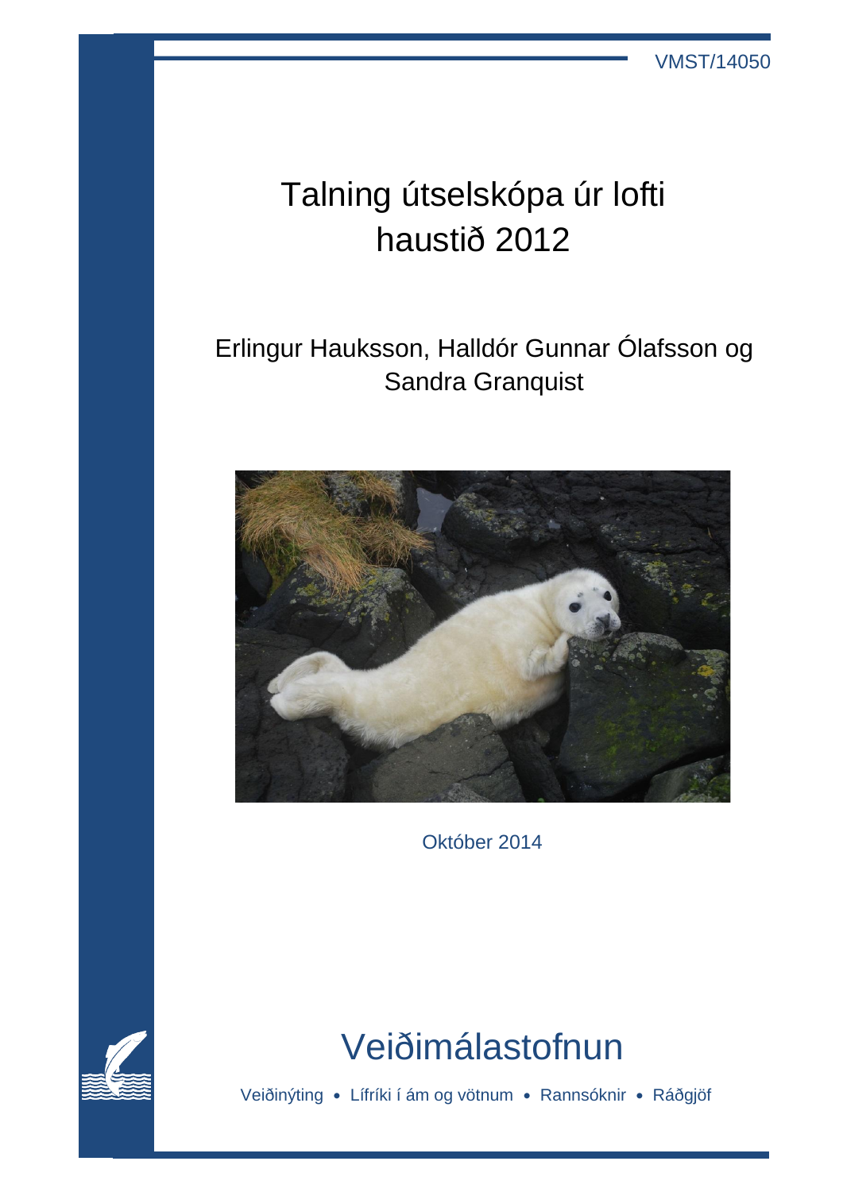VMST/14050

# Talning útselskópa úr lofti haustið 2012

Erlingur Hauksson, Halldór Gunnar Ólafsson og Sandra Granquist

Október 2014

Veiðimálastofnun

Veiðinýting • Lífríki í ám og vötnum • Rannsóknir • Ráðgjöf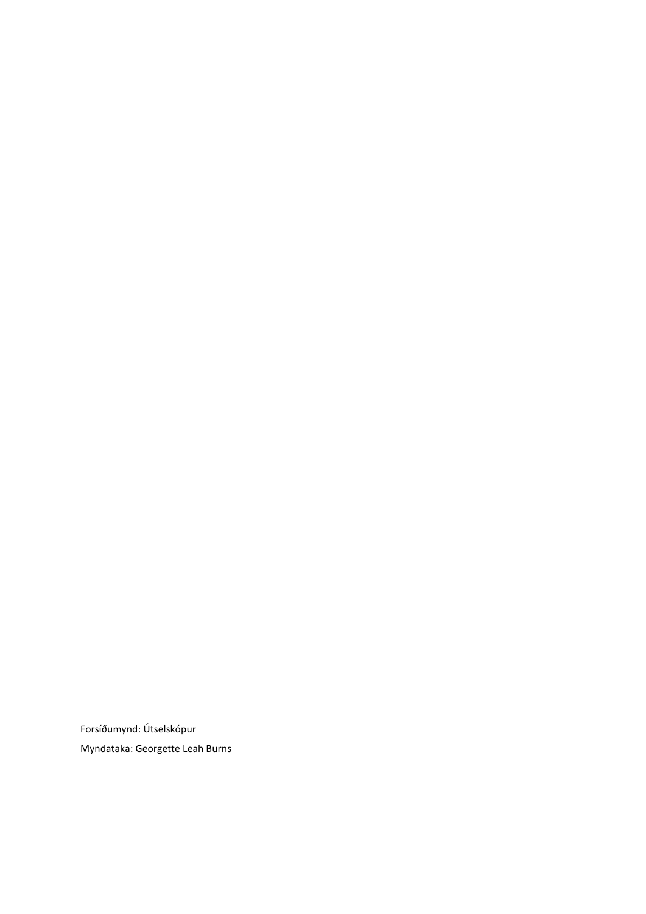Forsíðumynd: Útselskópur

Myndataka: Georgette Leah Burns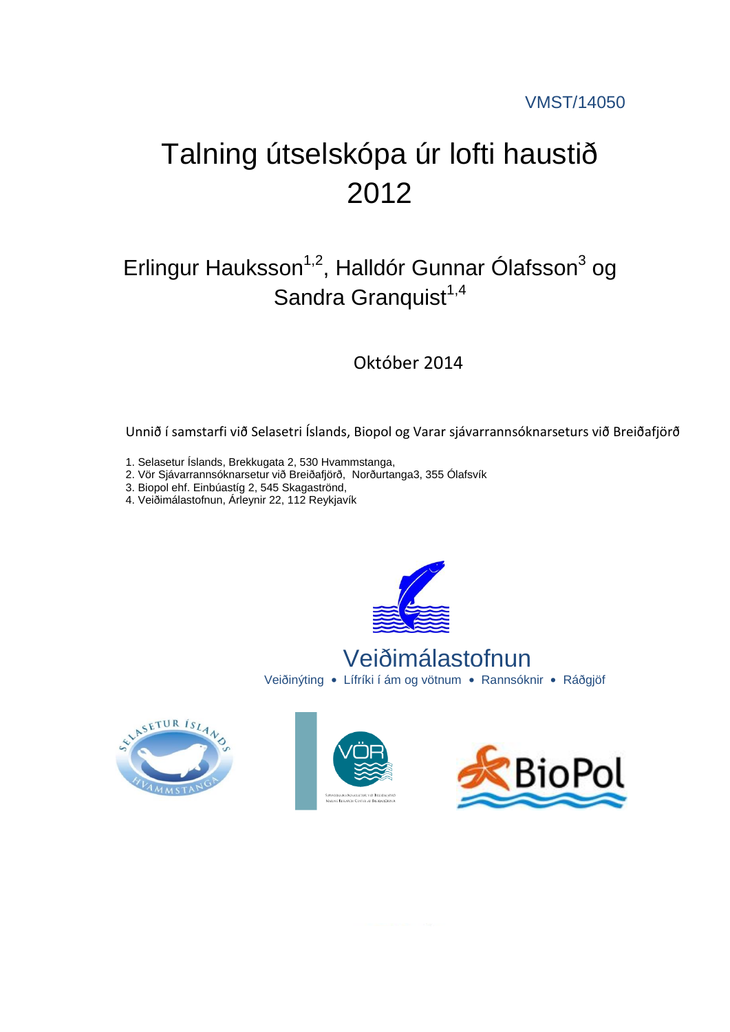VMST/14050

# Talning útselskópa úr lofti haustið 2012

## Erlingur Hauksson[1,2], Halldór Gunnar Ólafsson[3] og Sandra Granquist[1,4]

Október 2014

Unnið í samstarfi við Selasetri Íslands, Biopol og Varar sjávarrannsóknarseturs við Breiðafjörð

1. Selasetur Íslands, Brekkugata 2, 530 Hvammstanga,
2. Vör Sjávarrannsóknarsetur við Breiðafjörð, Norðurtanga3, 355 Ólafsvík
3. Biopol ehf. Einbúastíg 2, 545 Skagaströnd,
4. Veiðimálastofnun, Árleynir 22, 112 Reykjavík

Veiðimálastofnun

Veiðinýting • Lífríki í ám og vötnum • Rannsóknir • Ráðgjöf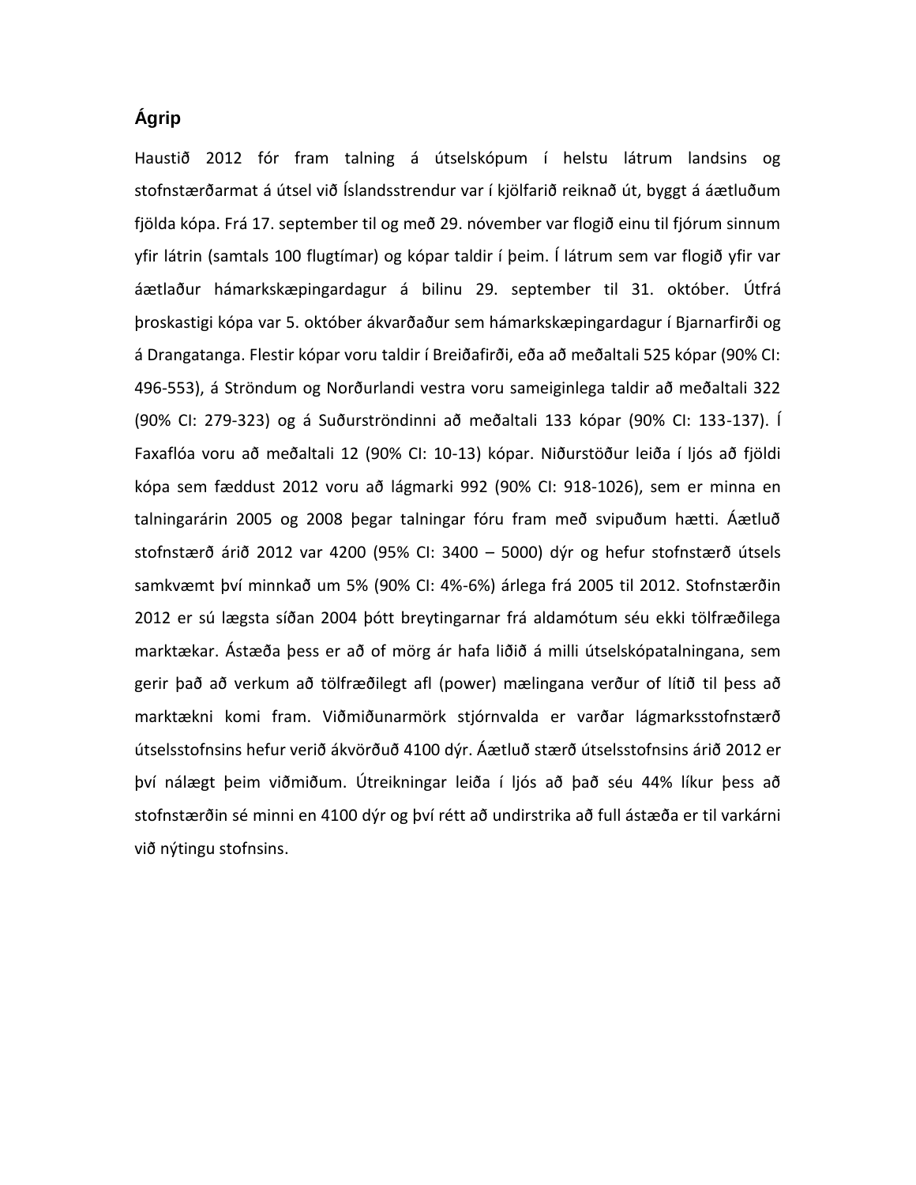## Ágrip

Haustið 2012 fór fram talning á útselskópum í helstu látrum landsins og stofnstærðarmat á útsel við Íslandsstrendur var í kjölfarið reiknað út, byggt á áætluðum fjölda kópa. Frá 17. september til og með 29. nóvember var flogið einu til fjórum sinnum yfir látrin (samtals 100 flugtímar) og kópar taldir í þeim. Í látrum sem var flogið yfir var áætlaður hámarkskæpingardagur á bilinu 29. september til 31. október. Útfrá þroskastigi kópa var 5. október ákvarðaður sem hámarkskæpingardagur í Bjarnarfirði og á Drangatanga. Flestir kópar voru taldir í Breiðafirði, eða að meðaltali 525 kópar (90% CI: 496-553), á Ströndum og Norðurlandi vestra voru sameiginlega taldir að meðaltali 322 (90% CI: 279-323) og á Suðurströndinni að meðaltali 133 kópar (90% CI: 133-137). Í Faxaflóa voru að meðaltali 12 (90% CI: 10-13) kópar. Niðurstöður leiða í ljós að fjöldi kópa sem fæddust 2012 voru að lágmarki 992 (90% CI: 918-1026), sem er minna en talningarárin 2005 og 2008 þegar talningar fóru fram með svipuðum hætti. Áætluð stofnstærð árið 2012 var 4200 (95% CI: 3400 – 5000) dýr og hefur stofnstærð útsels samkvæmt því minnkað um 5% (90% CI: 4%-6%) árlega frá 2005 til 2012. Stofnstærðin 2012 er sú lægsta síðan 2004 þótt breytingarnar frá aldamótum séu ekki tölfræðilega marktækar. Ástæða þess er að of mörg ár hafa liðið á milli útselskópatalninganna, sem gerir það að verkum að tölfræðilegt afl (power) mælinganna verður of lítið til þess að marktækni komi fram. Viðmiðunarmörk stjórnvalda er varðar lágmarksstofnstærð útselsstofnsins hefur verið ákvörðuð 4100 dýr. Áætluð stærð útselsstofnsins árið 2012 er því nálægt þeim viðmiðum. Útreikningar leiða í ljós að það séu 44% líkur þess að stofnstærðin sé minni en 4100 dýr og því rétt að undirstrika að full ástæða er til varkárni við nýtingu stofnsins.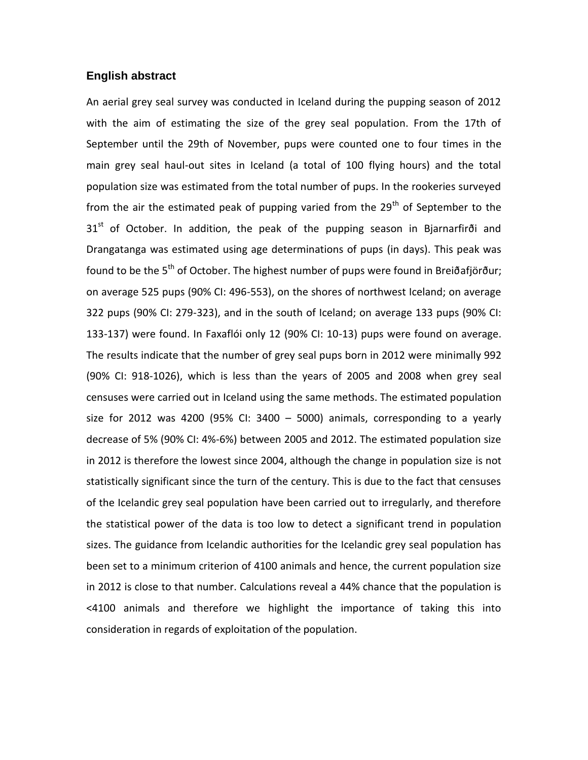## English abstract

An aerial grey seal survey was conducted in Iceland during the pupping season of 2012 with the aim of estimating the size of the grey seal population. From the 17th of September until the 29th of November, pups were counted one to four times in the main grey seal haul-out sites in Iceland (a total of 100 flying hours) and the total population size was estimated from the total number of pups. In the rookeries surveyed from the air the estimated peak of pupping varied from the 29$^{th}$ of September to the 31$^{st}$ of October. In addition, the peak of the pupping season in Bjarnarfirði and Drangatanga was estimated using age determinations of pups (in days). This peak was found to be the 5$^{th}$ of October. The highest number of pups were found in Breiðafjörður; on average 525 pups (90% CI: 496-553), on the shores of northwest Iceland; on average 322 pups (90% CI: 279-323), and in the south of Iceland; on average 133 pups (90% CI: 133-137) were found. In Faxaflói only 12 (90% CI: 10-13) pups were found on average. The results indicate that the number of grey seal pups born in 2012 were minimally 992 (90% CI: 918-1026), which is less than the years of 2005 and 2008 when grey seal censuses were carried out in Iceland using the same methods. The estimated population size for 2012 was 4200 (95% CI: 3400 – 5000) animals, corresponding to a yearly decrease of 5% (90% CI: 4%-6%) between 2005 and 2012. The estimated population size in 2012 is therefore the lowest since 2004, although the change in population size is not statistically significant since the turn of the century. This is due to the fact that censuses of the Icelandic grey seal population have been carried out to irregularly, and therefore the statistical power of the data is too low to detect a significant trend in population sizes. The guidance from Icelandic authorities for the Icelandic grey seal population has been set to a minimum criterion of 4100 animals and hence, the current population size in 2012 is close to that number. Calculations reveal a 44% chance that the population is <4100 animals and therefore we highlight the importance of taking this into consideration in regards of exploitation of the population.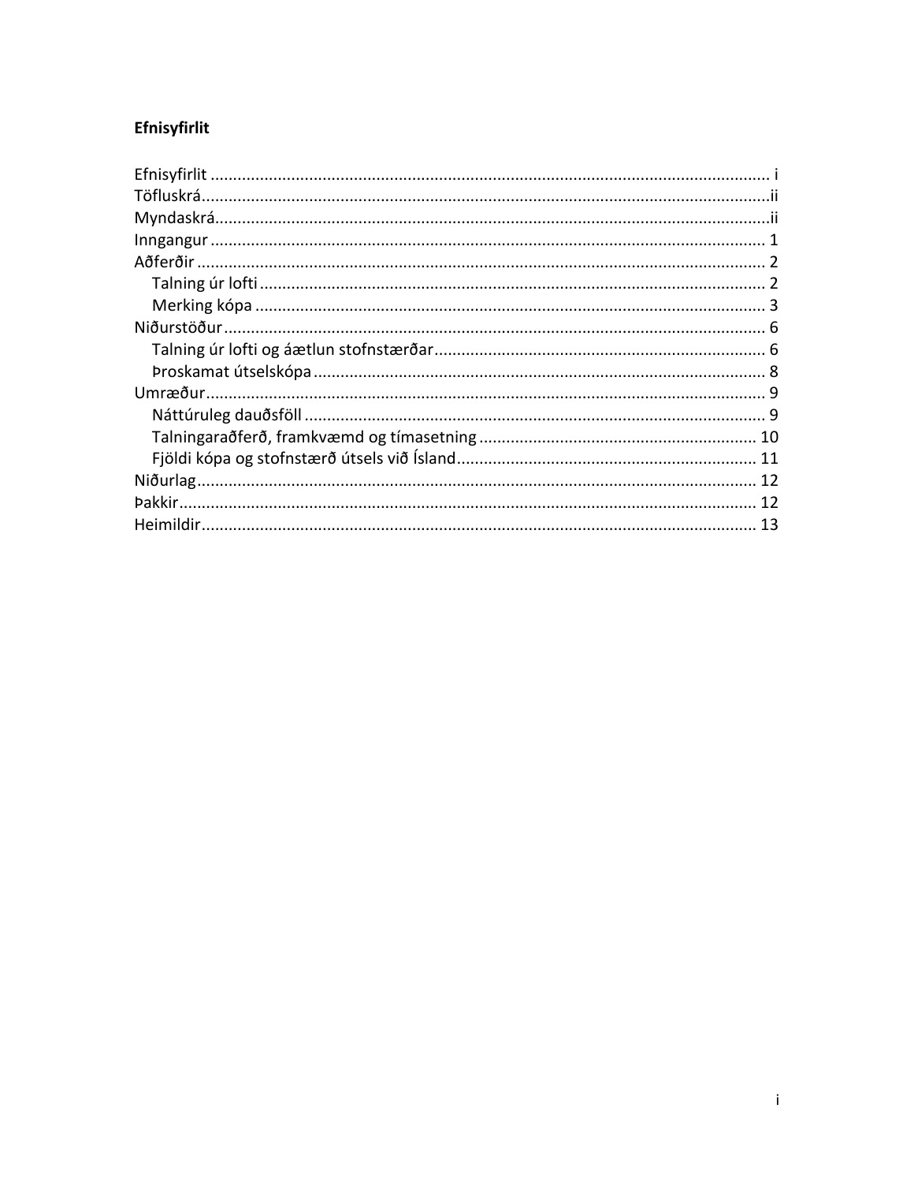## Efnisyfirlit

- Efnisyfirlit ........................................ i
- Töfluskrá ........................................ ii
- Myndaskrá ........................................ ii
- Inngangur ........................................ 1
- Aðferðir ........................................ 2
  - Talning úr lofti ........................................ 2
  - Merking kópa ........................................ 3
- Niðurstöður ........................................ 6
  - Talning úr lofti og áætlun stofnstærðar ........................................ 6
  - Þroskamat útselskópa ........................................ 8
- Umræður ........................................ 9
  - Náttúruleg dauðsföll ........................................ 9
  - Talningaraðferð, framkvæmd og tímasetning ........................................ 10
  - Fjöldi kópa og stofnstærð útsels við Ísland ........................................ 11
- Niðurlag ........................................ 12
- Þakkir ........................................ 12
- Heimildir ........................................ 13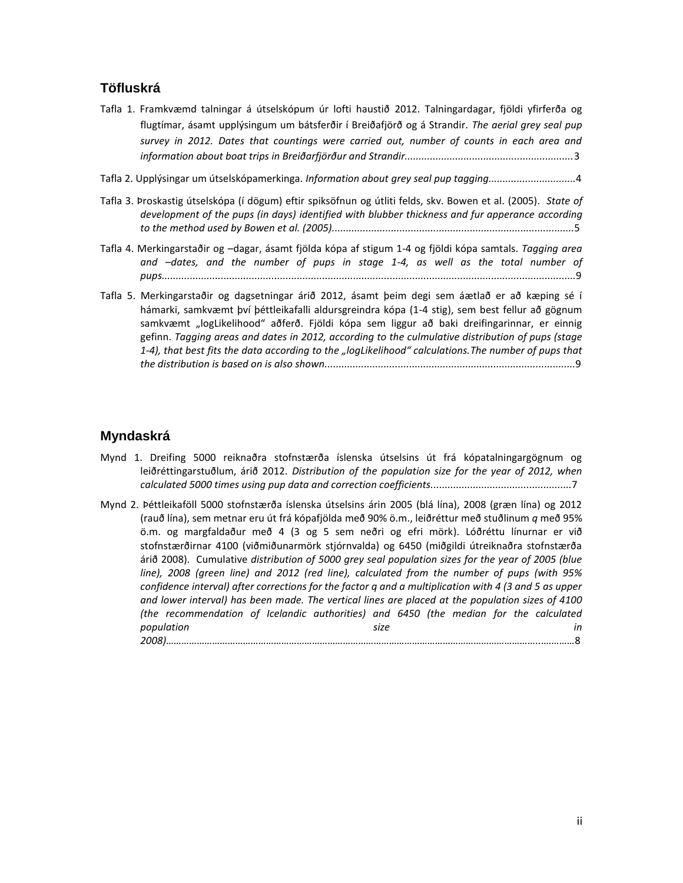## Töfluskrá

Tafla 1. Framkvæmd talningar á útselskópum úr lofti haustið 2012. Talningardagar, fjöldi yfirferða og flugtímar, ásamt upplýsingum um bátsferðir í Breiðafjörð og á Strandir. *The aerial grey seal pup survey in 2012. Dates that countings were carried out, number of counts in each area and information about boat trips in Breiðarfjörður and Strandir.*..........................................................3

Tafla 2. Upplýsingar um útselskópamerkinga. *Information about grey seal pup tagging.*..............................4

Tafla 3. Þroskastig útselskópa (í dögum) eftir spiksöfnun og útliti felds, skv. Bowen et al. (2005). *State of development of the pups (in days) identified with blubber thickness and fur apperance according to the method used by Bowen et al. (2005).*....................................................................................5

Tafla 4. Merkingarstaðir og –dagar, ásamt fjölda kópa af stigum 1-4 og fjöldi kópa samtals. *Tagging area and –dates, and the number of pups in stage 1-4, as well as the total number of pups.*.................................................................................................................................................9

Tafla 5. Merkingarstaðir og dagsetningar árið 2012, ásamt þeim degi sem áætlað er að kæping sé í hámarki, samkvæmt því þéttleikafalli aldursgreindra kópa (1-4 stig), sem best fellur að gögnum samkvæmt „logLikelihood" aðferð. Fjöldi kópa sem liggur að baki dreifingarinnar, er einnig gefinn. *Tagging areas and dates in 2012, according to the culmulative distribution of pups (stage 1-4), that best fits the data according to the „logLikelihood" calculations.The number of pups that the distribution is based on is also shown.*......................................................................................9

## Myndaskrá

Mynd 1. Dreifing 5000 reiknaðra stofnstærða íslenska útselsins út frá kópatalningargögnum og leiðréttingarstuðlum, árið 2012. *Distribution of the population size for the year of 2012, when calculated 5000 times using pup data and correction coefficients.*................................................7

Mynd 2. Þéttleikaföll 5000 stofnstærða íslenska útselsins árin 2005 (blá lína), 2008 (græn lína) og 2012 (rauð lína), sem metnar eru út frá kópafjölda með 90% ö.m., leiðréttur með stuðlinum *q* með 95% ö.m. og margfaldaður með 4 (3 og 5 sem neðri og efri mörk). Lóðréttu línurnar er við stofnstærðirnar 4100 (viðmiðunarmörk stjórnvalda) og 6450 (miðgildi útreiknaðra stofnstærða árið 2008). Cumulative *distribution of 5000 grey seal population sizes for the year of 2005 (blue line), 2008 (green line) and 2012 (red line), calculated from the number of pups (with 95% confidence interval) after corrections for the factor q and a multiplication with 4 (3 and 5 as upper and lower interval) has been made. The vertical lines are placed at the population sizes of 4100 (the recommendation of Icelandic authorities) and 6450 (the median for the calculated population size in 2008)*……………………………………………………………………………………………………………………………8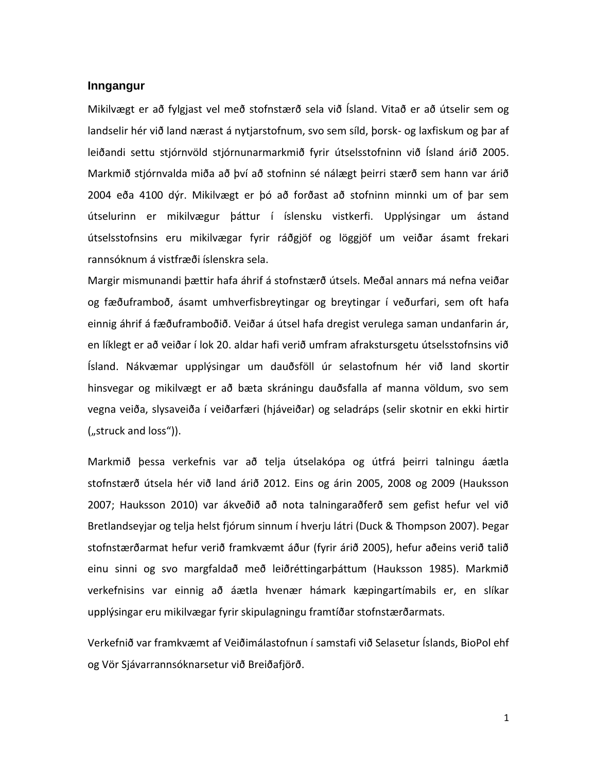## Inngangur

Mikilvægt er að fylgjast vel með stofnstærð sela við Ísland. Vitað er að útselir sem og landselir hér við land nærast á nytjarstofnum, svo sem síld, þorsk- og laxfiskum og þar af leiðandi settu stjórnvöld stjórnunarmarkmið fyrir útselsstofninn við Ísland árið 2005. Markmið stjórnvalda miða að því að stofninn sé nálægt þeirri stærð sem hann var árið 2004 eða 4100 dýr. Mikilvægt er þó að forðast að stofninn minnki um of þar sem útselurinn er mikilvægur þáttur í íslensku vistkerfi. Upplýsingar um ástand útselsstofnsins eru mikilvægar fyrir ráðgjöf og löggjöf um veiðar ásamt frekari rannsóknum á vistfræði íslenskra sela.

Margir mismunandi þættir hafa áhrif á stofnstærð útsels. Meðal annars má nefna veiðar og fæðuframboð, ásamt umhverfisbreytingar og breytingar í veðurfari, sem oft hafa einnig áhrif á fæðuframboðið. Veiðar á útsel hafa dregist verulega saman undanfarin ár, en líklegt er að veiðar í lok 20. aldar hafi verið umfram afrakstursgetu útselsstofnsins við Ísland. Nákvæmar upplýsingar um dauðsföll úr selastofnum hér við land skortir hinsvegar og mikilvægt er að bæta skráningu dauðsfalla af manna völdum, svo sem vegna veiða, slysaveiða í veiðarfæri (hjáveiðar) og seladráps (selir skotnir en ekki hirtir („struck and loss“)).

Markmið þessa verkefnis var að telja útselakópa og útfrá þeirri talningu áætla stofnstærð útsela hér við land árið 2012. Eins og árin 2005, 2008 og 2009 (Hauksson 2007; Hauksson 2010) var ákveðið að nota talningaraðferð sem gefist hefur vel við Bretlandseyjar og telja helst fjórum sinnum í hverju látri (Duck & Thompson 2007). Þegar stofnstærðarmat hefur verið framkvæmt áður (fyrir árið 2005), hefur aðeins verið talið einu sinni og svo margfaldað með leiðréttingarþáttum (Hauksson 1985). Markmið verkefnisins var einnig að áætla hvenær hámark kæpingartímabils er, en slíkar upplýsingar eru mikilvægar fyrir skipulagningu framtíðar stofnstærðarmats.

Verkefnið var framkvæmt af Veiðimálastofnun í samstafi við Selasetur Íslands, BioPol ehf og Vör Sjávarrannsóknarsetur við Breiðafjörð.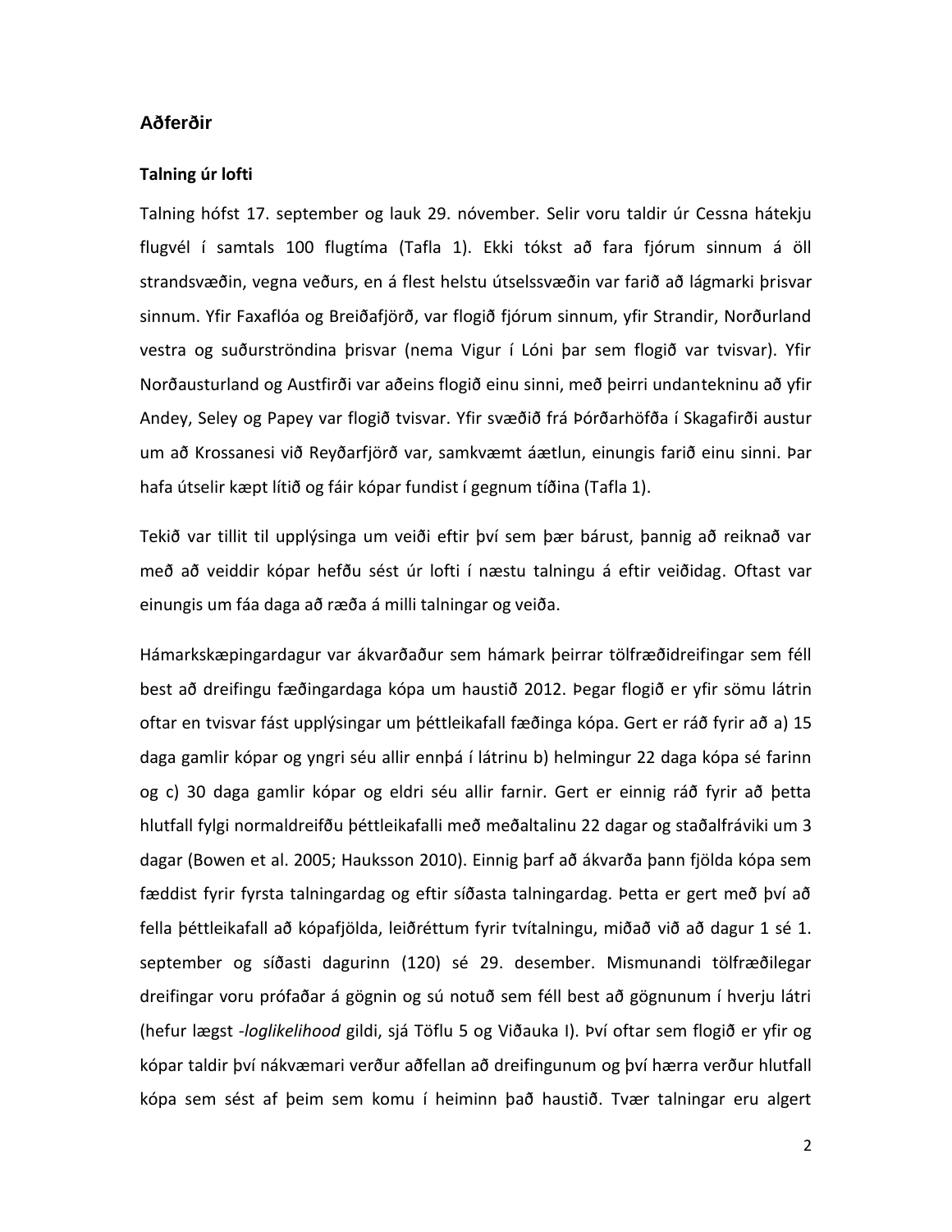## Aðferðir

### Talning úr lofti

Talning hófst 17. september og lauk 29. nóvember. Selir voru taldir úr Cessna hátekju flugvél í samtals 100 flugtíma (Tafla 1). Ekki tókst að fara fjórum sinnum á öll strandsvæðin, vegna veðurs, en á flest helstu útselssvæðin var farið að lágmarki þrisvar sinnum. Yfir Faxaflóa og Breiðafjörð, var flogið fjórum sinnum, yfir Strandir, Norðurland vestra og suðurströndina þrisvar (nema Vigur í Lóni þar sem flogið var tvisvar). Yfir Norðausturland og Austfirði var aðeins flogið einu sinni, með þeirri undantekninu að yfir Andey, Seley og Papey var flogið tvisvar. Yfir svæðið frá Þórðarhöfða í Skagafirði austur um að Krossanesi við Reyðarfjörð var, samkvæmt áætlun, einungis farið einu sinni. Þar hafa útselir kæpt lítið og fáir kópar fundist í gegnum tíðina (Tafla 1).

Tekið var tillit til upplýsinga um veiði eftir því sem þær bárust, þannig að reiknað var með að veiddir kópar hefðu sést úr lofti í næstu talningu á eftir veiðidag. Oftast var einungis um fáa daga að ræða á milli talningar og veiða.

Hámarkskæpingardagur var ákvarðaður sem hámark þeirrar tölfræðidreifingar sem féll best að dreifingu fæðingardaga kópa um haustið 2012. Þegar flogið er yfir sömu látrin oftar en tvisvar fást upplýsingar um þéttleikafall fæðinga kópa. Gert er ráð fyrir að a) 15 daga gamlir kópar og yngri séu allir ennþá í látrinu b) helmingur 22 daga kópa sé farinn og c) 30 daga gamlir kópar og eldri séu allir farnir. Gert er einnig ráð fyrir að þetta hlutfall fylgi normaldreifðu þéttleikafalli með meðaltalinu 22 dagar og staðalfráviki um 3 dagar (Bowen et al. 2005; Hauksson 2010). Einnig þarf að ákvarða þann fjölda kópa sem fæddist fyrir fyrsta talningardag og eftir síðasta talningardag. Þetta er gert með því að fella þéttleikafall að kópafjölda, leiðréttum fyrir tvítalningu, miðað við að dagur 1 sé 1. september og síðasti dagurinn (120) sé 29. desember. Mismunandi tölfræðilegar dreifingar voru prófaðar á gögnin og sú notuð sem féll best að gögnunum í hverju látri (hefur lægst -*loglikelihood* gildi, sjá Töflu 5 og Viðauka I). Því oftar sem flogið er yfir og kópar taldir því nákvæmari verður aðfellan að dreifingunum og því hærra verður hlutfall kópa sem sést af þeim sem komu í heiminn það haustið. Tvær talningar eru algert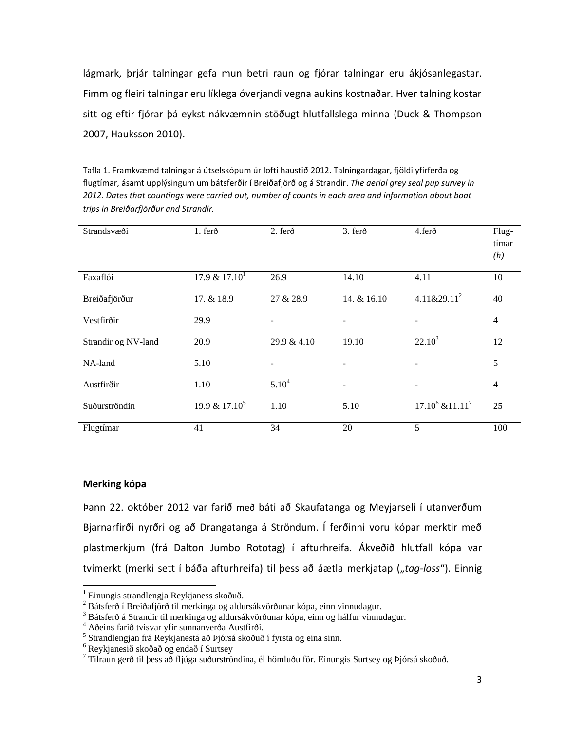lágmark, þrjár talningar gefa mun betri raun og fjórar talningar eru ákjósanlegastar. Fimm og fleiri talningar eru líklega óverjandi vegna aukins kostnaðar. Hver talning kostar sitt og eftir fjórar þá eykst nákvæmnin stöðugt hlutfallslega minna (Duck & Thompson 2007, Hauksson 2010).

Tafla 1. Framkvæmd talningar á útselskópum úr lofti haustið 2012. Talningardagar, fjöldi yfirferða og flugtímar, ásamt upplýsingum um bátsferðir í Breiðafjörð og á Strandir. *The aerial grey seal pup survey in 2012. Dates that countings were carried out, number of counts in each area and information about boat trips in Breiðarfjörður and Strandir.*

| Strandsvæði | 1. ferð | 2. ferð | 3. ferð | 4.ferð | Flug-tímar *(h)* |
|---|---|---|---|---|---|
| Faxaflói | 17.9 & 17.10[1] | 26.9 | 14.10 | 4.11 | 10 |
| Breiðafjörður | 17. & 18.9 | 27 & 28.9 | 14. & 16.10 | 4.11&29.11[2] | 40 |
| Vestfirðir | 29.9 | - | - | - | 4 |
| Strandir og NV-land | 20.9 | 29.9 & 4.10 | 19.10 | 22.10[3] | 12 |
| NA-land | 5.10 | - | - | - | 5 |
| Austfirðir | 1.10 | 5.10[4] | - | - | 4 |
| Suðurströndin | 19.9 & 17.10[5] | 1.10 | 5.10 | 17.10[6] &11.11[7] | 25 |
| Flugtímar | 41 | 34 | 20 | 5 | 100 |

### Merking kópa

Þann 22. október 2012 var farið með báti að Skaufatanga og Meyjarseli í utanverðum Bjarnarfirði nyrðri og að Drangatanga á Ströndum. Í ferðinni voru kópar merktir með plastmerkjum (frá Dalton Jumbo Rototag) í afturhreifa. Ákveðið hlutfall kópa var tvímerkt (merki sett í báða afturhreifa) til þess að áætla merkjatap („*tag-loss*"). Einnig

[1] Einungis strandlengja Reykjaness skoðuð.
[2] Bátsferð í Breiðafjörð til merkinga og aldursákvörðunar kópa, einn vinnudagur.
[3] Bátsferð á Strandir til merkinga og aldursákvörðunar kópa, einn og hálfur vinnudagur.
[4] Aðeins farið tvisvar yfir sunnanverða Austfirði.
[5] Strandlengjan frá Reykjanestá að Þjórsá skoðuð í fyrsta og eina sinn.
[6] Reykjanesið skoðað og endað í Surtsey
[7] Tilraun gerð til þess að fljúga suðurströndina, él hömluðu för. Einungis Surtsey og Þjórsá skoðuð.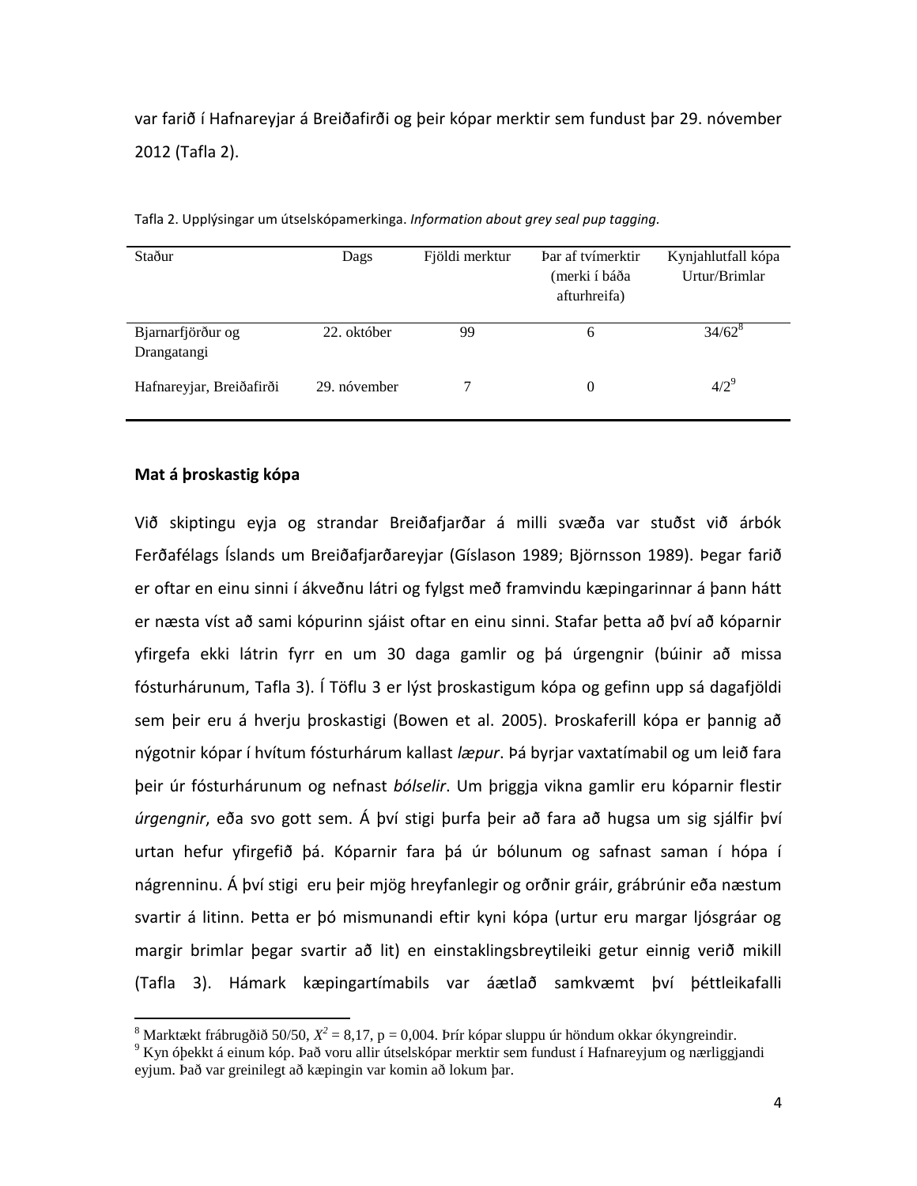var farið í Hafnareyjar á Breiðafirði og þeir kópar merktir sem fundust þar 29. nóvember 2012 (Tafla 2).

Tafla 2. Upplýsingar um útselskópamerkinga. *Information about grey seal pup tagging.*

| Staður | Dags | Fjöldi merktur | Þar af tvímerktir (merki í báða afturhreifa) | Kynjahlutfall kópa Urtur/Brimlar |
|---|---|---|---|---|
| Bjarnarfjörður og Drangatangi | 22. október | 99 | 6 | 34/62[8] |
| Hafnareyjar, Breiðafirði | 29. nóvember | 7 | 0 | 4/2[9] |

**Mat á þroskastig kópa**

Við skiptingu eyja og strandar Breiðafjarðar á milli svæða var stuðst við árbók Ferðafélags Íslands um Breiðafjarðareyjar (Gíslason 1989; Björnsson 1989). Þegar farið er oftar en einu sinni í ákveðnu látri og fylgst með framvindu kæpingarinnar á þann hátt er næsta víst að sami kópurinn sjáist oftar en einu sinni. Stafar þetta að því að kóparnir yfirgefa ekki látrin fyrr en um 30 daga gamlir og þá úrgengnir (búinir að missa fósturhárunum, Tafla 3). Í Töflu 3 er lýst þroskastigum kópa og gefinn upp sá dagafjöldi sem þeir eru á hverju þroskastigi (Bowen et al. 2005). Þroskaferill kópa er þannig að nýgotnir kópar í hvítum fósturhárum kallast *læpur*. Þá byrjar vaxtatímabil og um leið fara þeir úr fósturhárunum og nefnast *bólselir*. Um þriggja vikna gamlir eru kóparnir flestir *úrgengnir*, eða svo gott sem. Á því stigi þurfa þeir að fara að hugsa um sig sjálfir því urtan hefur yfirgefið þá. Kóparnir fara þá úr bólunum og safnast saman í hópa í nágrenninu. Á því stigi eru þeir mjög hreyfanlegir og orðnir gráir, grábrúnir eða næstum svartir á litinn. Þetta er þó mismunandi eftir kyni kópa (urtur eru margar ljósgráar og margir brimlar þegar svartir að lit) en einstaklingsbreytileiki getur einnig verið mikill (Tafla 3). Hámark kæpingartímabils var áætlað samkvæmt því þéttleikafalli

[8] Marktækt frábrugðið 50/50, $X^2 = 8{,}17$, $p = 0{,}004$. Þrír kópar sluppu úr höndum okkar ókyngreindir.

[9] Kyn óþekkt á einum kóp. Það voru allir útselskópar merktir sem fundust í Hafnareyjum og nærliggjandi eyjum. Það var greinilegt að kæpingin var komin að lokum þar.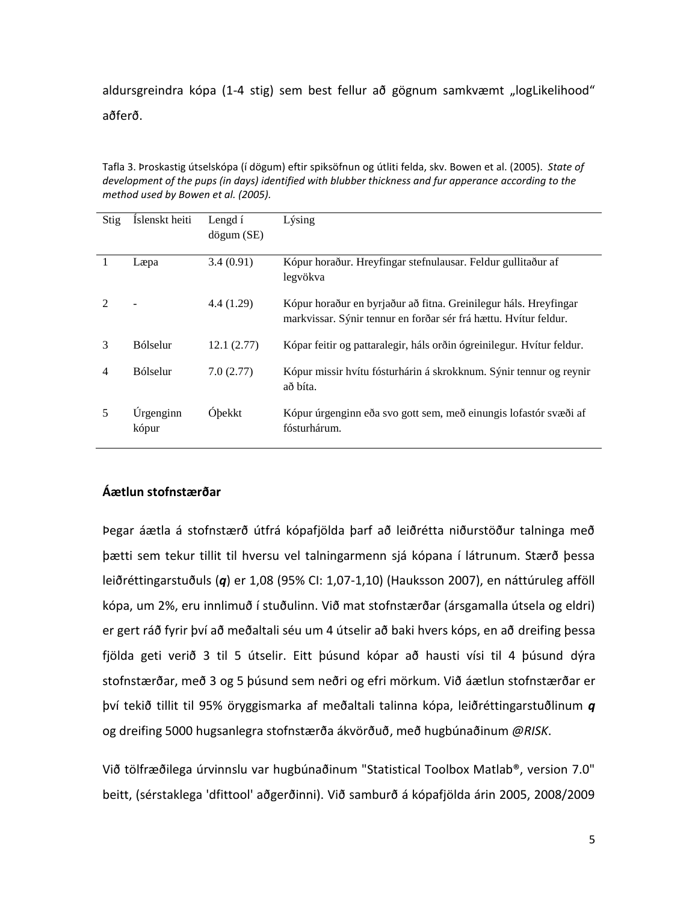aldursgreindra kópa (1-4 stig) sem best fellur að gögnum samkvæmt „logLikelihood“ aðferð.

Tafla 3. Þroskastig útselskópa (í dögum) eftir spiksöfnun og útliti felda, skv. Bowen et al. (2005). *State of development of the pups (in days) identified with blubber thickness and fur apperance according to the method used by Bowen et al. (2005).*

| Stig | Íslenskt heiti | Lengd í dögum (SE) | Lýsing |
|---|---|---|---|
| 1 | Læpa | 3.4 (0.91) | Kópur horaður. Hreyfingar stefnulausar. Feldur gullitaður af legvökva |
| 2 | - | 4.4 (1.29) | Kópur horaður en byrjaður að fitna. Greinilegur háls. Hreyfingar markvissar. Sýnir tennur en forðar sér frá hættu. Hvítur feldur. |
| 3 | Bólselur | 12.1 (2.77) | Kópar feitir og pattaralegir, háls orðin ógreinilegur. Hvítur feldur. |
| 4 | Bólselur | 7.0 (2.77) | Kópur missir hvítu fósturhárin á skrokknum. Sýnir tennur og reynir að bíta. |
| 5 | Úrgenginn kópur | Óþekkt | Kópur úrgenginn eða svo gott sem, með einungis lofastór svæði af fósturhárum. |

### Áætlun stofnstærðar

Þegar áætla á stofnstærð útfrá kópafjölda þarf að leiðrétta niðurstöður talninga með þætti sem tekur tillit til hversu vel talningarmenn sjá kópana í látrunum. Stærð þessa leiðréttingarstuðuls (***q***) er 1,08 (95% CI: 1,07-1,10) (Hauksson 2007), en náttúruleg afföll kópa, um 2%, eru innlimuð í stuðulinn. Við mat stofnstærðar (ársgamalla útsela og eldri) er gert ráð fyrir því að meðaltali séu um 4 útselir að baki hvers kóps, en að dreifing þessa fjölda geti verið 3 til 5 útselir. Eitt þúsund kópar að hausti vísi til 4 þúsund dýra stofnstærðar, með 3 og 5 þúsund sem neðri og efri mörkum. Við áætlun stofnstærðar er því tekið tillit til 95% öryggismarka af meðaltali talinna kópa, leiðréttingarstuðlinum ***q*** og dreifing 5000 hugsanlegra stofnstærða ákvörðuð, með hugbúnaðinum *@RISK*.

Við tölfræðilega úrvinnslu var hugbúnaðinum "Statistical Toolbox Matlab®, version 7.0" beitt, (sérstaklega 'dfittool' aðgerðinni). Við samburð á kópafjölda árin 2005, 2008/2009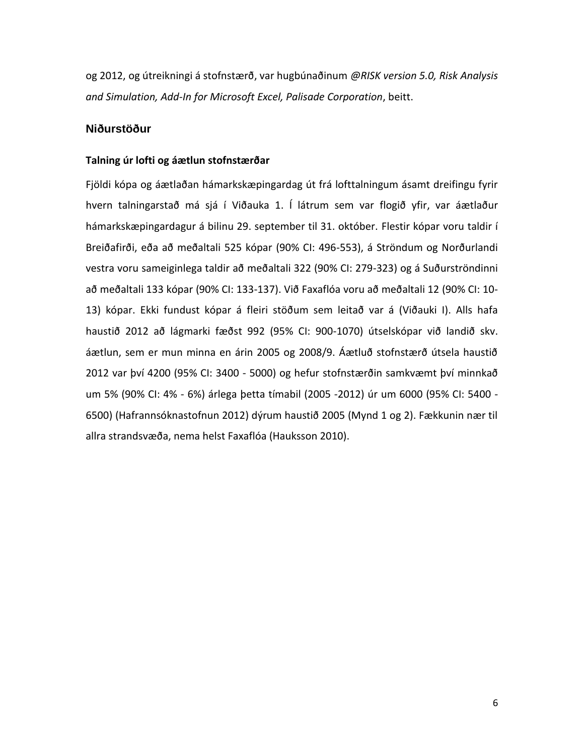og 2012, og útreikningi á stofnstærð, var hugbúnaðinum *@RISK version 5.0, Risk Analysis and Simulation, Add-In for Microsoft Excel, Palisade Corporation*, beitt.

## Niðurstöður

### Talning úr lofti og áætlun stofnstærðar

Fjöldi kópa og áætlaðan hámarkskæpingardag út frá lofttalningum ásamt dreifingu fyrir hvern talningarstað má sjá í Viðauka 1. Í látrum sem var flogið yfir, var áætlaður hámarkskæpingardagur á bilinu 29. september til 31. október. Flestir kópar voru taldir í Breiðafirði, eða að meðaltali 525 kópar (90% CI: 496-553), á Ströndum og Norðurlandi vestra voru sameiginlega taldir að meðaltali 322 (90% CI: 279-323) og á Suðurströndinni að meðaltali 133 kópar (90% CI: 133-137). Við Faxaflóa voru að meðaltali 12 (90% CI: 10-13) kópar. Ekki fundust kópar á fleiri stöðum sem leitað var á (Viðauki I). Alls hafa haustið 2012 að lágmarki fæðst 992 (95% CI: 900-1070) útselskópar við landið skv. áætlun, sem er mun minna en árin 2005 og 2008/9. Áætluð stofnstærð útsela haustið 2012 var því 4200 (95% CI: 3400 - 5000) og hefur stofnstærðin samkvæmt því minnkað um 5% (90% CI: 4% - 6%) árlega þetta tímabil (2005 -2012) úr um 6000 (95% CI: 5400 - 6500) (Hafrannsóknastofnun 2012) dýrum haustið 2005 (Mynd 1 og 2). Fækkunin nær til allra strandsvæða, nema helst Faxaflóa (Hauksson 2010).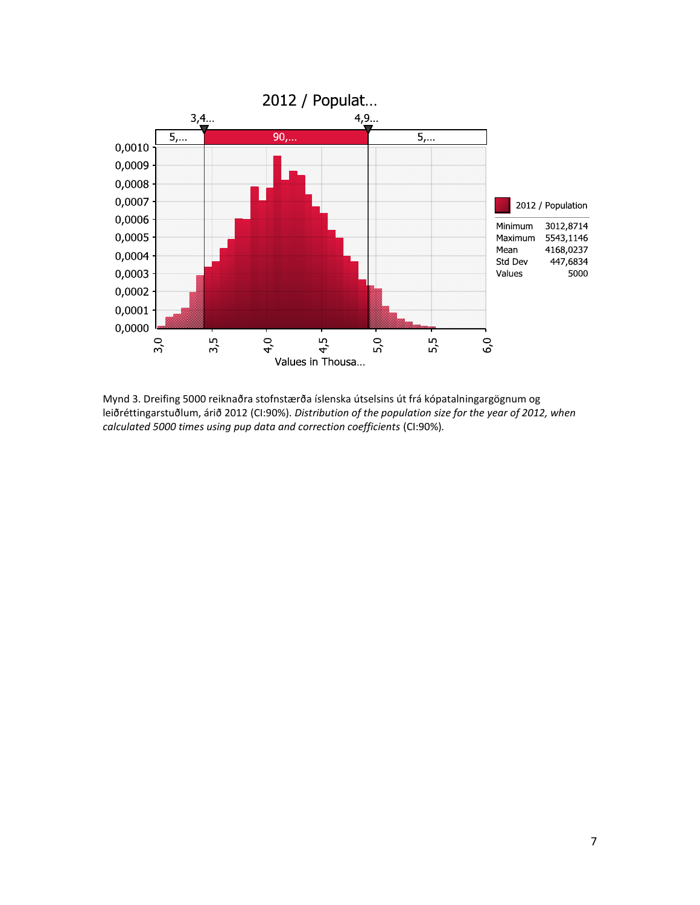Mynd 3. Dreifing 5000 reiknaðra stofnstærða íslenska útselsins út frá kópatalningargögnum og leiðréttingarstuðlum, árið 2012 (CI:90%). *Distribution of the population size for the year of 2012, when calculated 5000 times using pup data and correction coefficients* (CI:90%).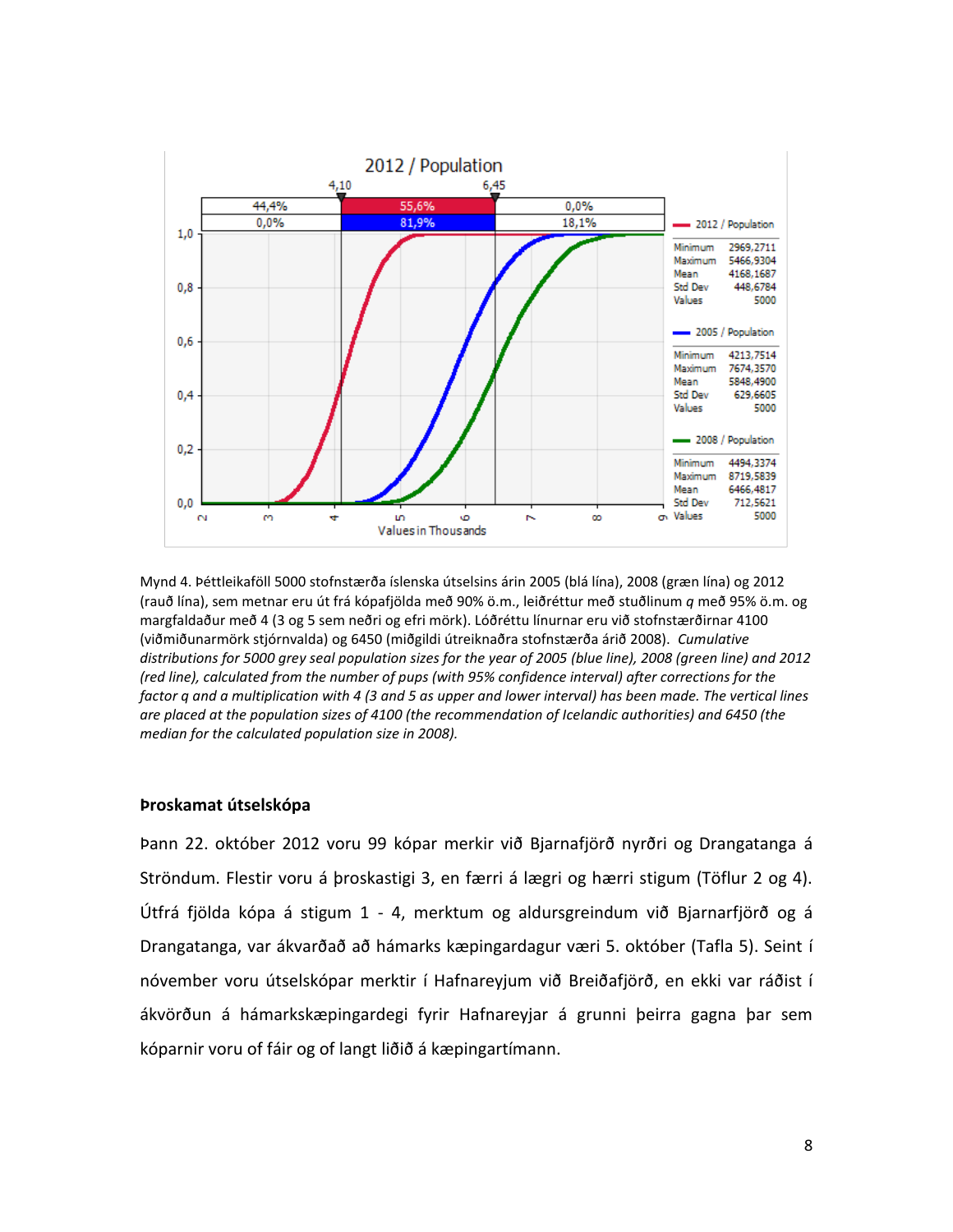Mynd 4. Þéttleikaföll 5000 stofnstærða íslenska útselsins árin 2005 (blá lína), 2008 (græn lína) og 2012 (rauð lína), sem metnar eru út frá kópafjölda með 90% ö.m., leiðréttur með stuðlinum *q* með 95% ö.m. og margfaldaður með 4 (3 og 5 sem neðri og efri mörk). Lóðréttu línurnar eru við stofnstærðirnar 4100 (viðmiðunarmörk stjórnvalda) og 6450 (miðgildi útreiknaðra stofnstærða árið 2008). *Cumulative distributions for 5000 grey seal population sizes for the year of 2005 (blue line), 2008 (green line) and 2012 (red line), calculated from the number of pups (with 95% confidence interval) after corrections for the factor q and a multiplication with 4 (3 and 5 as upper and lower interval) has been made. The vertical lines are placed at the population sizes of 4100 (the recommendation of Icelandic authorities) and 6450 (the median for the calculated population size in 2008).*

### Þroskamat útselskópa

Þann 22. október 2012 voru 99 kópar merkir við Bjarnafjörð nyrðri og Drangatanga á Ströndum. Flestir voru á þroskastigi 3, en færri á lægri og hærri stigum (Töflur 2 og 4). Útfrá fjölda kópa á stigum 1 - 4, merktum og aldursgreindum við Bjarnarfjörð og á Drangatanga, var ákvarðað að hámarks kæpingardagur væri 5. október (Tafla 5). Seint í nóvember voru útselskópar merktir í Hafnareyjum við Breiðafjörð, en ekki var ráðist í ákvörðun á hámarkskæpingardegi fyrir Hafnareyjar á grunni þeirra gagna þar sem kóparnir voru of fáir og of langt liðið á kæpingartímann.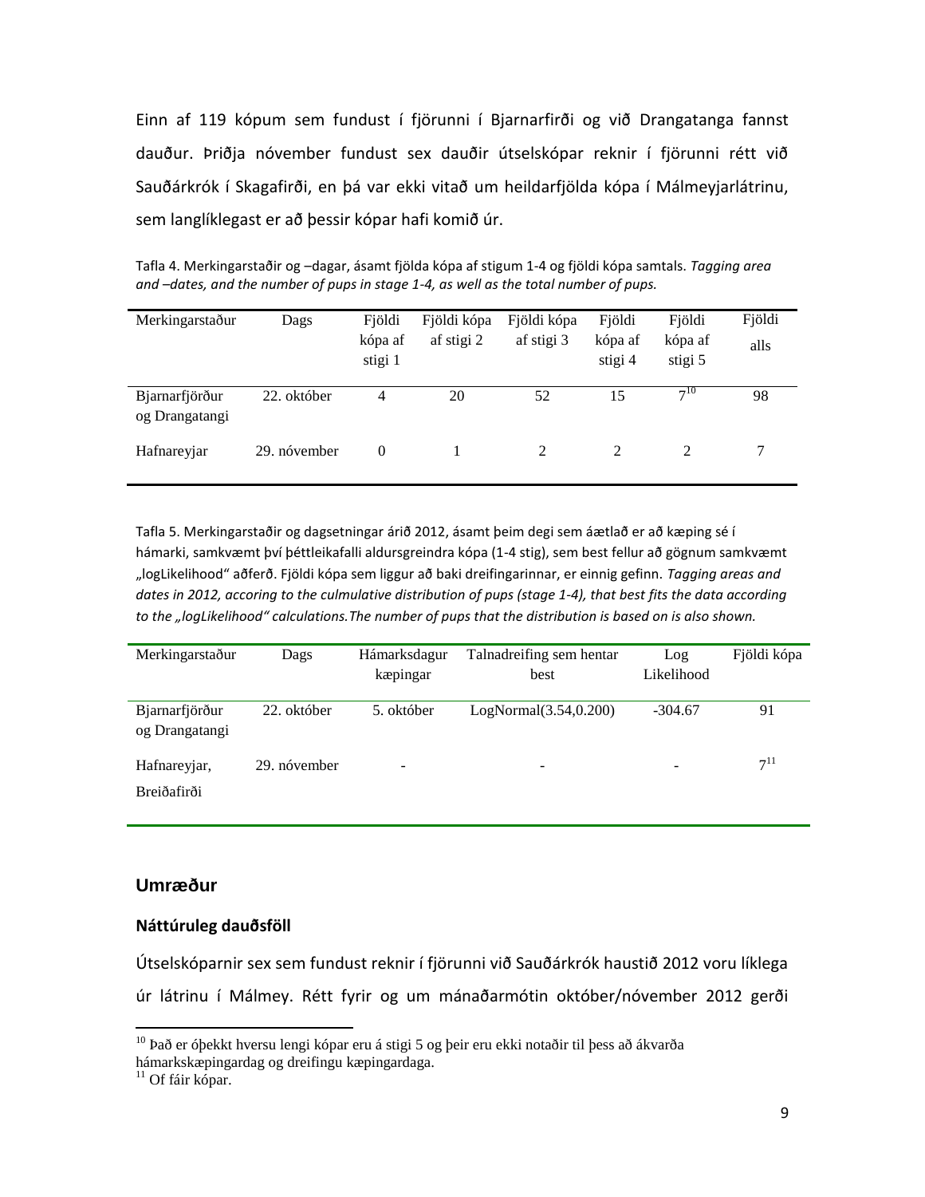Einn af 119 kópum sem fundust í fjörunni í Bjarnarfirði og við Drangatanga fannst dauður. Þriðja nóvember fundust sex dauðir útselskópar reknir í fjörunni rétt við Sauðárkrók í Skagafirði, en þá var ekki vitað um heildarfjölda kópa í Málmeyjarlátrinu, sem langlíklegast er að þessir kópar hafi komið úr.

Tafla 4. Merkingarstaðir og –dagar, ásamt fjölda kópa af stigum 1-4 og fjöldi kópa samtals. *Tagging area and –dates, and the number of pups in stage 1-4, as well as the total number of pups.*

| Merkingarstaður | Dags | Fjöldi kópa af stigi 1 | Fjöldi kópa af stigi 2 | Fjöldi kópa af stigi 3 | Fjöldi kópa af stigi 4 | Fjöldi kópa af stigi 5 | Fjöldi alls |
|---|---|---|---|---|---|---|---|
| Bjarnarfjörður og Drangatangi | 22. október | 4 | 20 | 52 | 15 | 7[10] | 98 |
| Hafnareyjar | 29. nóvember | 0 | 1 | 2 | 2 | 2 | 7 |

Tafla 5. Merkingarstaðir og dagsetningar árið 2012, ásamt þeim degi sem áætlað er að kæping sé í hámarki, samkvæmt því þéttleikafalli aldursgreindra kópa (1-4 stig), sem best fellur að gögnum samkvæmt „logLikelihood" aðferð. Fjöldi kópa sem liggur að baki dreifingarinnar, er einnig gefinn. *Tagging areas and dates in 2012, accoring to the culmulative distribution of pups (stage 1-4), that best fits the data according to the „logLikelihood" calculations.The number of pups that the distribution is based on is also shown.*

| Merkingarstaður | Dags | Hámarksdagur kæpingar | Talnadreifing sem hentar best | Log Likelihood | Fjöldi kópa |
|---|---|---|---|---|---|
| Bjarnarfjörður og Drangatangi | 22. október | 5. október | LogNormal(3.54,0.200) | -304.67 | 91 |
| Hafnareyjar, Breiðafirði | 29. nóvember | - | - | - | 7[11] |

## Umræður

### Náttúruleg dauðsföll

Útselskóparnir sex sem fundust reknir í fjörunni við Sauðárkrók haustið 2012 voru líklega úr látrinu í Málmey. Rétt fyrir og um mánaðarmótin október/nóvember 2012 gerði

---

[10] Það er óþekkt hversu lengi kópar eru á stigi 5 og þeir eru ekki notaðir til þess að ákvarða hámarkskæpingardag og dreifingu kæpingardaga.

[11] Of fáir kópar.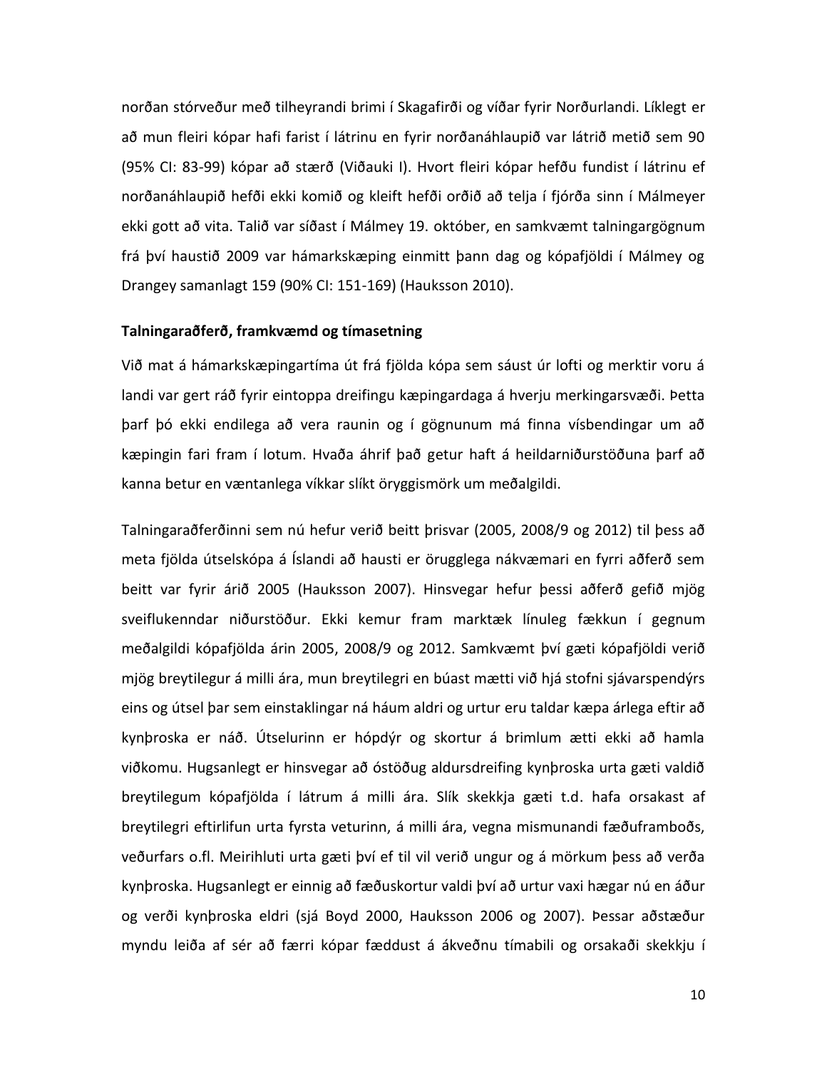norðan stórveður með tilheyrandi brimi í Skagafirði og víðar fyrir Norðurlandi. Líklegt er að mun fleiri kópar hafi farist í látrinu en fyrir norðanáhlaupið var látrið metið sem 90 (95% CI: 83-99) kópar að stærð (Viðauki I). Hvort fleiri kópar hefðu fundist í látrinu ef norðanáhlaupið hefði ekki komið og kleift hefði orðið að telja í fjórða sinn í Málmeyer ekki gott að vita. Talið var síðast í Málmey 19. október, en samkvæmt talningargögnum frá því haustið 2009 var hámarkskæping einmitt þann dag og kópafjöldi í Málmey og Drangey samanlagt 159 (90% CI: 151-169) (Hauksson 2010).

**Talningaraðferð, framkvæmd og tímasetning**

Við mat á hámarkskæpingartíma út frá fjölda kópa sem sáust úr lofti og merktir voru á landi var gert ráð fyrir eintoppa dreifingu kæpingardaga á hverju merkingarsvæði. Þetta þarf þó ekki endilega að vera raunin og í gögnunum má finna vísbendingar um að kæpingin fari fram í lotum. Hvaða áhrif það getur haft á heildarniðurstöðuna þarf að kanna betur en væntanlega víkkar slíkt öryggismörk um meðalgildi.

Talningaraðferðinni sem nú hefur verið beitt þrisvar (2005, 2008/9 og 2012) til þess að meta fjölda útselskópa á Íslandi að hausti er örugglega nákvæmari en fyrri aðferð sem beitt var fyrir árið 2005 (Hauksson 2007). Hinsvegar hefur þessi aðferð gefið mjög sveiflukenndar niðurstöður. Ekki kemur fram marktæk línuleg fækkun í gegnum meðalgildi kópafjölda árin 2005, 2008/9 og 2012. Samkvæmt því gæti kópafjöldi verið mjög breytilegur á milli ára, mun breytilegri en búast mætti við hjá stofni sjávarspendýrs eins og útsel þar sem einstaklingar ná háum aldri og urtur eru taldar kæpa árlega eftir að kynþroska er náð. Útselurinn er hópdýr og skortur á brimlum ætti ekki að hamla viðkomu. Hugsanlegt er hinsvegar að óstöðug aldursdreifing kynþroska urta gæti valdið breytilegum kópafjölda í látrum á milli ára. Slík skekkja gæti t.d. hafa orsakast af breytilegri eftirlifun urta fyrsta veturinn, á milli ára, vegna mismunandi fæðuframboðs, veðurfars o.fl. Meirihluti urta gæti því ef til vil verið ungur og á mörkum þess að verða kynþroska. Hugsanlegt er einnig að fæðuskortur valdi því að urtur vaxi hægar nú en áður og verði kynþroska eldri (sjá Boyd 2000, Hauksson 2006 og 2007). Þessar aðstæður myndu leiða af sér að færri kópar fæddust á ákveðnu tímabili og orsakaði skekkju í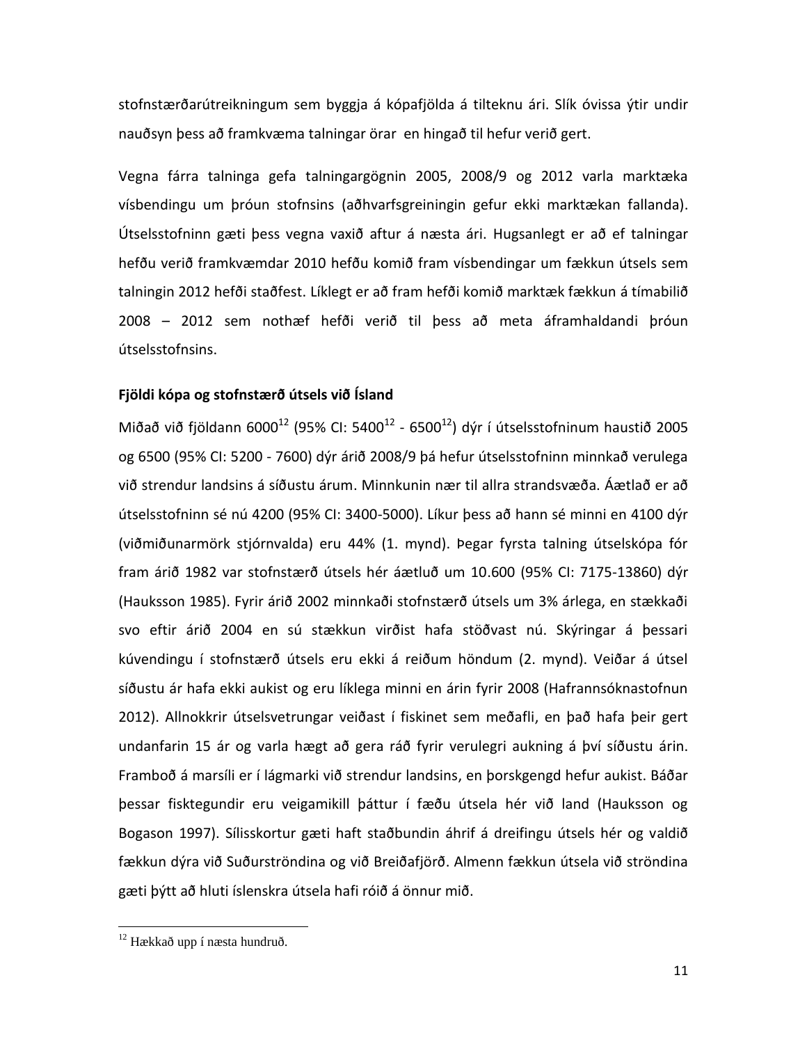stofnstærðarútreikningum sem byggja á kópafjölda á tilteknu ári. Slík óvissa ýtir undir nauðsyn þess að framkvæma talningar örar  en hingað til hefur verið gert.

Vegna fárra talninga gefa talningargögnin 2005, 2008/9 og 2012 varla marktæka vísbendingu um þróun stofnsins (aðhvarfsgreiningin gefur ekki marktækan fallanda). Útselsstofninn gæti þess vegna vaxið aftur á næsta ári. Hugsanlegt er að ef talningar hefðu verið framkvæmdar 2010 hefðu komið fram vísbendingar um fækkun útsels sem talningin 2012 hefði staðfest. Líklegt er að fram hefði komið marktæk fækkun á tímabilið 2008 – 2012 sem nothæf hefði verið til þess að meta áframhaldandi þróun útselsstofnsins.

**Fjöldi kópa og stofnstærð útsels við Ísland**

Miðað við fjöldann 6000[12] (95% CI: 5400[12] - 6500[12]) dýr í útselsstofninum haustið 2005 og 6500 (95% CI: 5200 - 7600) dýr árið 2008/9 þá hefur útselsstofninn minnkað verulega við strendur landsins á síðustu árum. Minnkunin nær til allra strandsvæða. Áætlað er að útselsstofninn sé nú 4200 (95% CI: 3400-5000). Líkur þess að hann sé minni en 4100 dýr (viðmiðunarmörk stjórnvalda) eru 44% (1. mynd). Þegar fyrsta talning útselskópa fór fram árið 1982 var stofnstærð útsels hér áætluð um 10.600 (95% CI: 7175-13860) dýr (Hauksson 1985). Fyrir árið 2002 minnkaði stofnstærð útsels um 3% árlega, en stækkaði svo eftir árið 2004 en sú stækkun virðist hafa stöðvast nú. Skýringar á þessari kúvendingu í stofnstærð útsels eru ekki á reiðum höndum (2. mynd). Veiðar á útsel síðustu ár hafa ekki aukist og eru líklega minni en árin fyrir 2008 (Hafrannsóknastofnun 2012). Allnokkrir útselsvetrungar veiðast í fiskinet sem meðafli, en það hafa þeir gert undanfarin 15 ár og varla hægt að gera ráð fyrir verulegri aukning á því síðustu árin. Framboð á marsíli er í lágmarki við strendur landsins, en þorskgengd hefur aukist. Báðar þessar fisktegundir eru veigamikill þáttur í fæðu útsela hér við land (Hauksson og Bogason 1997). Sílisskortur gæti haft staðbundin áhrif á dreifingu útsels hér og valdið fækkun dýra við Suðurströndina og við Breiðafjörð. Almenn fækkun útsela við ströndina gæti þýtt að hluti íslenskra útsela hafi róið á önnur mið.

---

[12] Hækkað upp í næsta hundruð.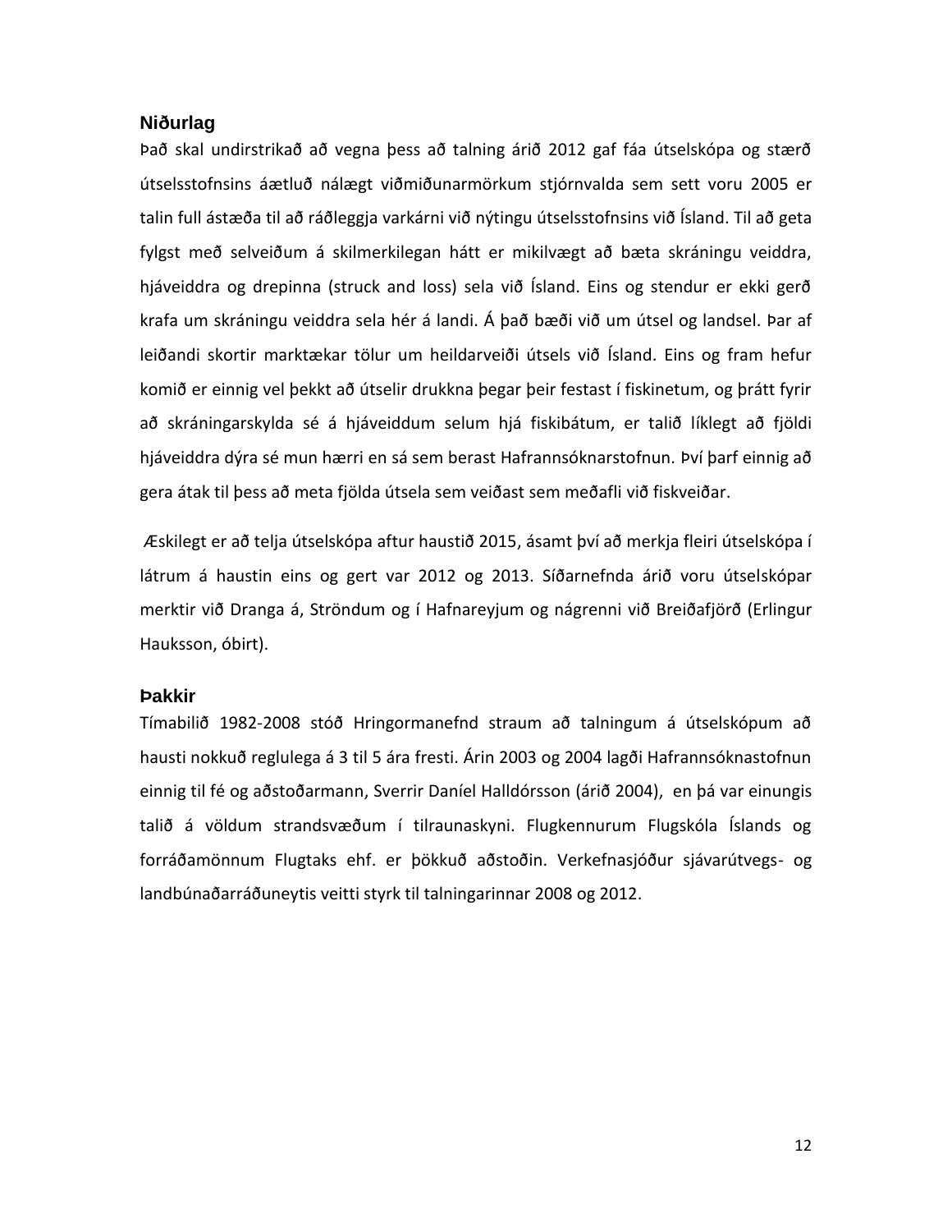## Niðurlag

Það skal undirstrikað að vegna þess að talning árið 2012 gaf fáa útselskópa og stærð útselsstofnsins áætluð nálægt viðmiðunarmörkum stjórnvalda sem sett voru 2005 er talin full ástæða til að ráðleggja varkárni við nýtingu útselsstofnsins við Ísland. Til að geta fylgst með selveiðum á skilmerkilegan hátt er mikilvægt að bæta skráningu veiddra, hjáveiddra og drepinna (struck and loss) sela við Ísland. Eins og stendur er ekki gerð krafa um skráningu veiddra sela hér á landi. Á það bæði við um útsel og landsel. Þar af leiðandi skortir marktækar tölur um heildarveiði útsels við Ísland. Eins og fram hefur komið er einnig vel þekkt að útselir drukkna þegar þeir festast í fiskinetum, og þrátt fyrir að skráningarskylda sé á hjáveiddum selum hjá fiskibátum, er talið líklegt að fjöldi hjáveiddra dýra sé mun hærri en sá sem berast Hafrannsóknarstofnun. Því þarf einnig að gera átak til þess að meta fjölda útsela sem veiðast sem meðafli við fiskveiðar.

Æskilegt er að telja útselskópa aftur haustið 2015, ásamt því að merkja fleiri útselskópa í látrum á haustin eins og gert var 2012 og 2013. Síðarnefnda árið voru útselskópar merktir við Dranga á, Ströndum og í Hafnareyjum og nágrenni við Breiðafjörð (Erlingur Hauksson, óbirt).

## Þakkir

Tímabilið 1982-2008 stóð Hringormanefnd straum að talningum á útselskópum að hausti nokkuð reglulega á 3 til 5 ára fresti. Árin 2003 og 2004 lagði Hafrannsóknastofnun einnig til fé og aðstoðarmann, Sverrir Daníel Halldórsson (árið 2004), en þá var einungis talið á völdum strandsvæðum í tilraunaskyni. Flugkennurum Flugskóla Íslands og forráðamönnum Flugtaks ehf. er þökkuð aðstoðin. Verkefnasjóður sjávarútvegs- og landbúnaðarráðuneytis veitti styrk til talningarinnar 2008 og 2012.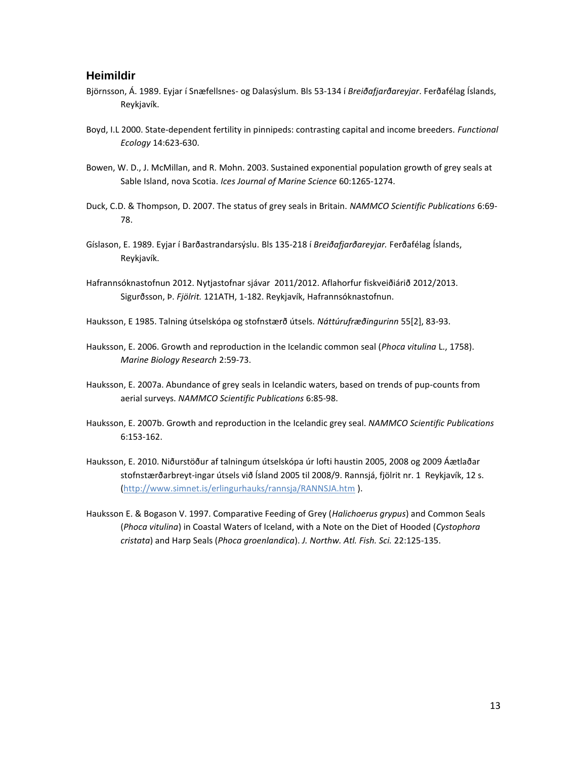## Heimildir

Björnsson, Á. 1989. Eyjar í Snæfellsnes- og Dalasýslum. Bls 53-134 í *Breiðafjarðareyjar*. Ferðafélag Íslands, Reykjavík.

Boyd, I.L 2000. State-dependent fertility in pinnipeds: contrasting capital and income breeders. *Functional Ecology* 14:623-630.

Bowen, W. D., J. McMillan, and R. Mohn. 2003. Sustained exponential population growth of grey seals at Sable Island, nova Scotia. *Ices Journal of Marine Science* 60:1265-1274.

Duck, C.D. & Thompson, D. 2007. The status of grey seals in Britain. *NAMMCO Scientific Publications* 6:69-78.

Gíslason, E. 1989. Eyjar í Barðastrandarsýslu. Bls 135-218 í *Breiðafjarðareyjar.* Ferðafélag Íslands, Reykjavík.

Hafrannsóknastofnun 2012. Nytjastofnar sjávar 2011/2012. Aflahorfur fiskveiðiárið 2012/2013. Sigurðsson, Þ. *Fjölrit.* 121ATH, 1-182. Reykjavík, Hafrannsóknastofnun.

Hauksson, E 1985. Talning útselskópa og stofnstærð útsels. *Náttúrufræðingurinn* 55[2], 83-93.

Hauksson, E. 2006. Growth and reproduction in the Icelandic common seal (*Phoca vitulina* L., 1758). *Marine Biology Research* 2:59-73.

Hauksson, E. 2007a. Abundance of grey seals in Icelandic waters, based on trends of pup-counts from aerial surveys. *NAMMCO Scientific Publications* 6:85-98.

Hauksson, E. 2007b. Growth and reproduction in the Icelandic grey seal. *NAMMCO Scientific Publications* 6:153-162.

Hauksson, E. 2010. Niðurstöður af talningum útselskópa úr lofti haustin 2005, 2008 og 2009 Áætlaðar stofnstærðarbreyt-ingar útsels við Ísland 2005 til 2008/9. Rannsjá, fjölrit nr. 1 Reykjavík, 12 s. (http://www.simnet.is/erlingurhauks/rannsja/RANNSJA.htm ).

Hauksson E. & Bogason V. 1997. Comparative Feeding of Grey (*Halichoerus grypus*) and Common Seals (*Phoca vitulina*) in Coastal Waters of Iceland, with a Note on the Diet of Hooded (*Cystophora cristata*) and Harp Seals (*Phoca groenlandica*). *J. Northw. Atl. Fish. Sci.* 22:125-135.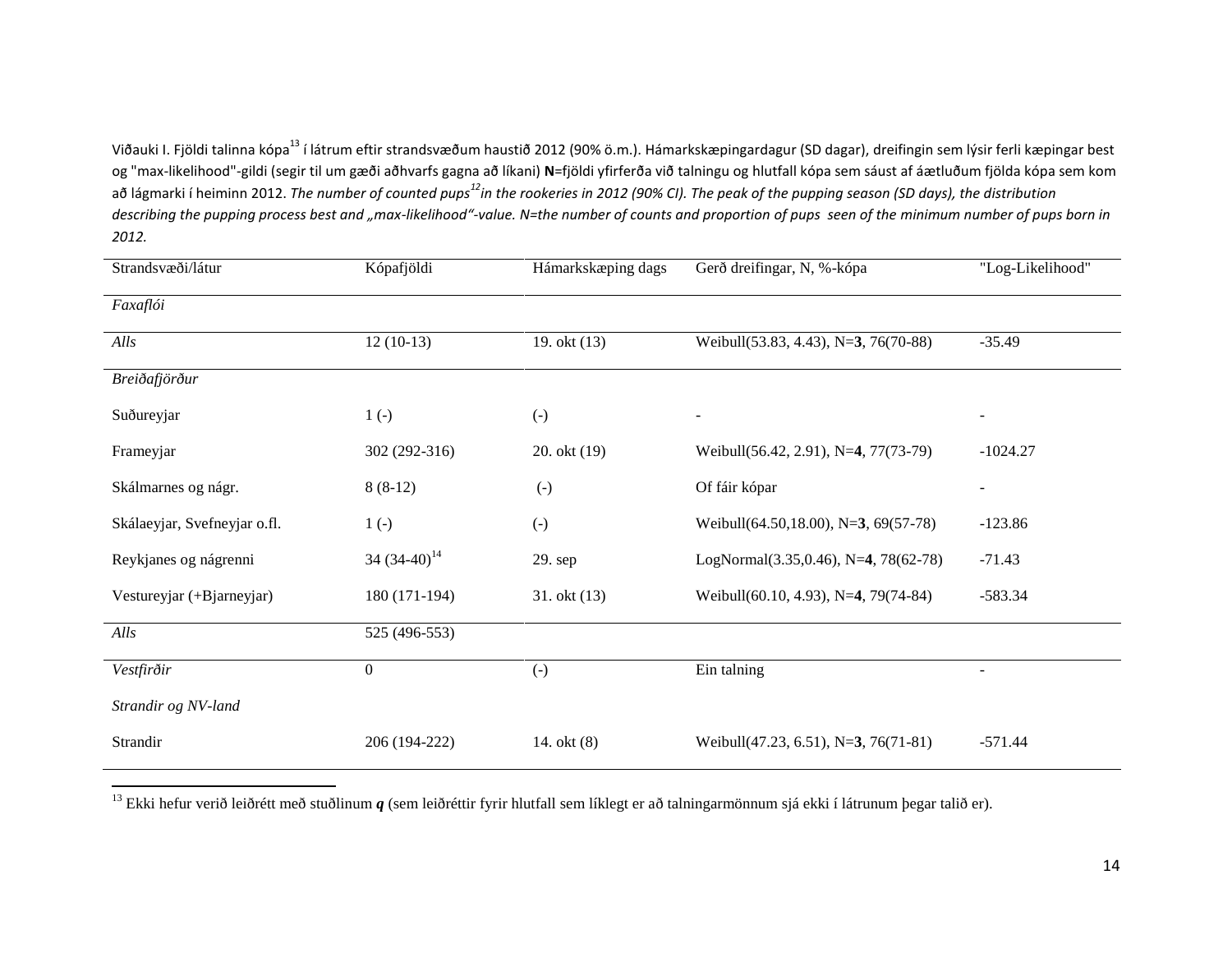Viðauki I. Fjöldi talinna kópa[13] í látrum eftir strandsvæðum haustið 2012 (90% ö.m.). Hámarkskæpingardagur (SD dagar), dreifingin sem lýsir ferli kæpingar best og "max-likelihood"-gildi (segir til um gæði aðhvarfs gagna að líkani) **N**=fjöldi yfirferða við talningu og hlutfall kópa sem sáust af áætluðum fjölda kópa sem kom að lágmarki í heiminn 2012. *The number of counted pups[12] in the rookeries in 2012 (90% CI). The peak of the pupping season (SD days), the distribution describing the pupping process best and „max-likelihood"-value. N=the number of counts and proportion of pups seen of the minimum number of pups born in 2012.*

| Strandsvæði/látur | Kópafjöldi | Hámarkskæping dags | Gerð dreifingar, N, %-kópa | "Log-Likelihood" |
|---|---|---|---|---|
| *Faxaflói* | | | | |
| *Alls* | 12 (10-13) | 19. okt (13) | Weibull(53.83, 4.43), N=**3**, 76(70-88) | -35.49 |
| *Breiðafjörður* | | | | |
| Suðureyjar | 1 (-) | (-) | - | - |
| Frameyjar | 302 (292-316) | 20. okt (19) | Weibull(56.42, 2.91), N=**4**, 77(73-79) | -1024.27 |
| Skálmarnes og nágr. | 8 (8-12) | (-) | Of fáir kópar | - |
| Skálaeyjar, Svefneyjar o.fl. | 1 (-) | (-) | Weibull(64.50,18.00), N=**3**, 69(57-78) | -123.86 |
| Reykjanes og nágrenni | 34 (34-40)[14] | 29. sep | LogNormal(3.35,0.46), N=**4**, 78(62-78) | -71.43 |
| Vestureyjar (+Bjarneyjar) | 180 (171-194) | 31. okt (13) | Weibull(60.10, 4.93), N=**4**, 79(74-84) | -583.34 |
| *Alls* | 525 (496-553) | | | |
| *Vestfirðir* | 0 | (-) | Ein talning | - |
| *Strandir og NV-land* | | | | |
| Strandir | 206 (194-222) | 14. okt (8) | Weibull(47.23, 6.51), N=**3**, 76(71-81) | -571.44 |

[13] Ekki hefur verið leiðrétt með stuðlinum ***q*** (sem leiðréttir fyrir hlutfall sem líklegt er að talningarmönnum sjá ekki í látrunum þegar talið er).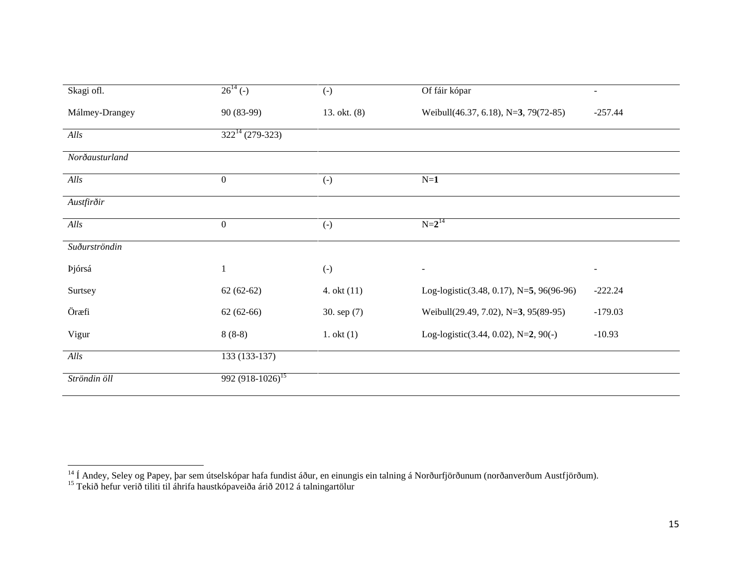| | | | | |
|---|---|---|---|---|
| Skagi ofl. | 26[14] (-) | (-) | Of fáir kópar | - |
| Málmey-Drangey | 90 (83-99) | 13. okt. (8) | Weibull(46.37, 6.18), N=**3**, 79(72-85) | -257.44 |
| *Alls* | 322[14] (279-323) | | | |
| *Norðausturland* | | | | |
| *Alls* | 0 | (-) | N=**1** | |
| *Austfirðir* | | | | |
| *Alls* | 0 | (-) | N=**2**[14] | |
| *Suðurströndin* | | | | |
| Þjórsá | 1 | (-) | - | - |
| Surtsey | 62 (62-62) | 4. okt (11) | Log-logistic(3.48, 0.17), N=**5**, 96(96-96) | -222.24 |
| Öræfi | 62 (62-66) | 30. sep (7) | Weibull(29.49, 7.02), N=**3**, 95(89-95) | -179.03 |
| Vigur | 8 (8-8) | 1. okt (1) | Log-logistic(3.44, 0.02), N=**2**, 90(-) | -10.93 |
| *Alls* | 133 (133-137) | | | |
| *Ströndin öll* | 992 (918-1026)[15] | | | |

[14] Í Andey, Seley og Papey, þar sem útselskópar hafa fundist áður, en einungis ein talning á Norðurfjörðunum (norðanverðum Austfjörðum).

[15] Tekið hefur verið tiliti til áhrifa haustkópaveiða árið 2012 á talningartölur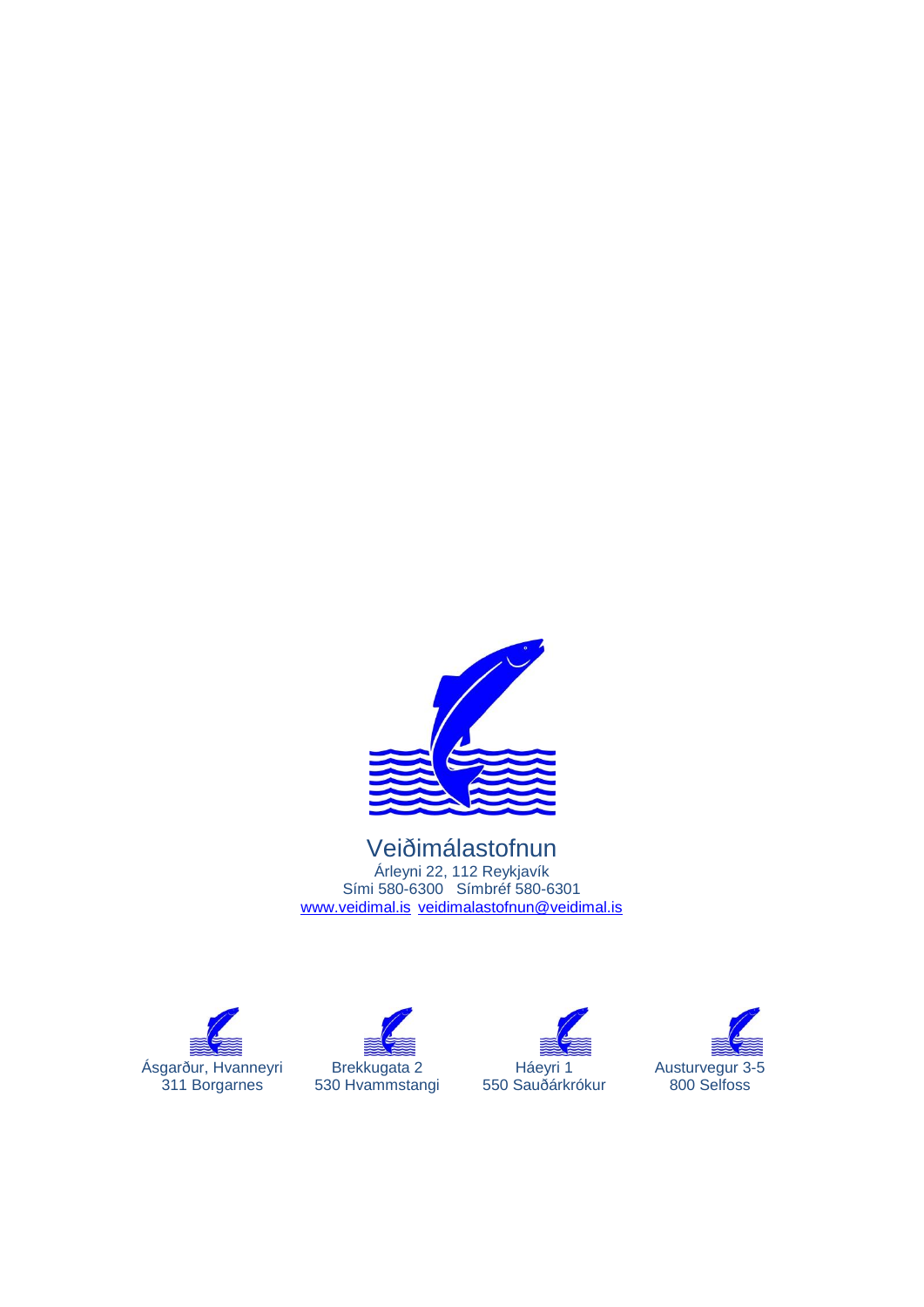Veiðimálastofnun

Árleyni 22, 112 Reykjavík

Sími 580-6300   Símbréf 580-6301

www.veidimal.is  veidimalastofnun@veidimal.is

Ásgarður, Hvanneyri
311 Borgarnes

Brekkugata 2
530 Hvammstangi

Háeyri 1
550 Sauðárkrókur

Austurvegur 3-5
800 Selfoss